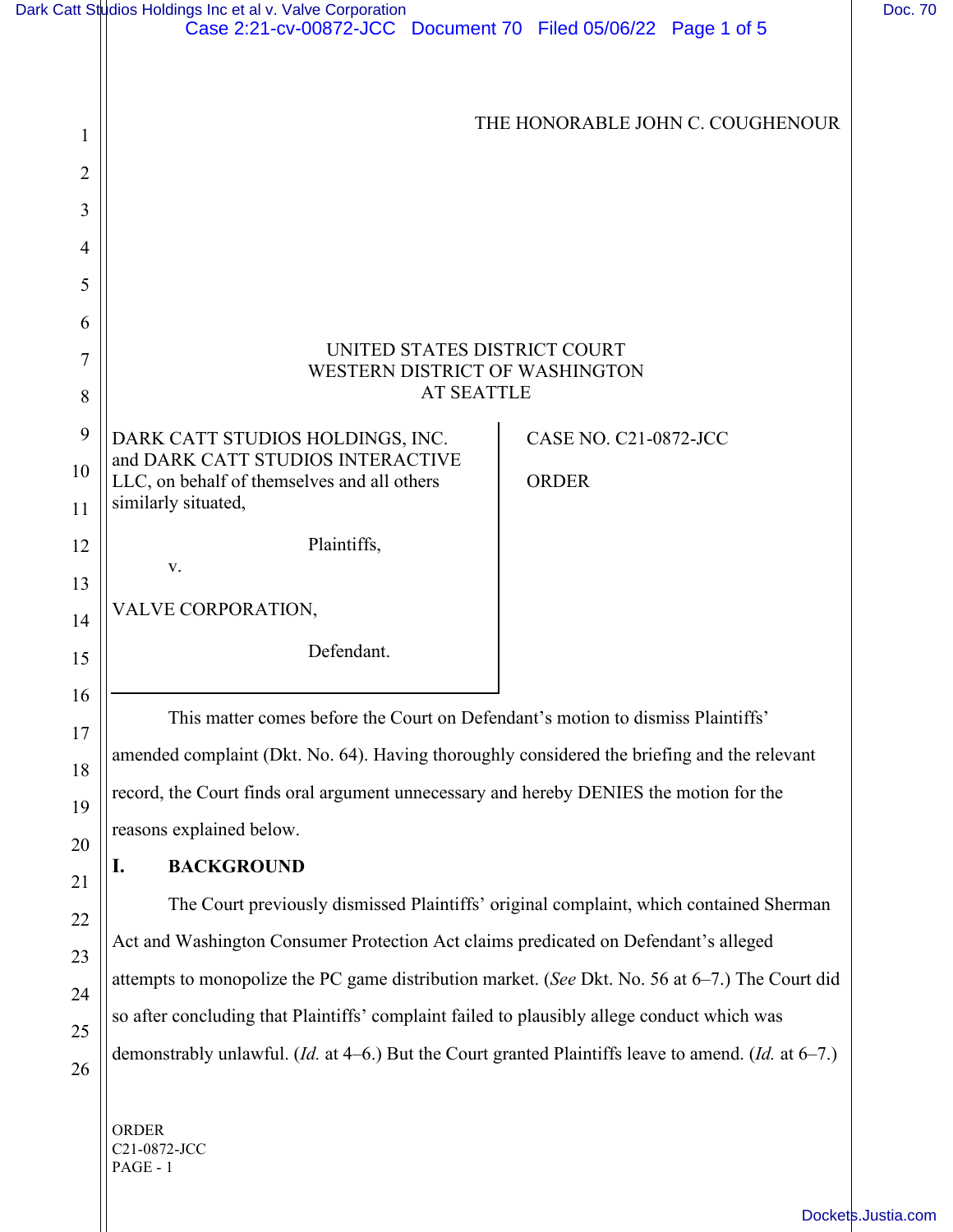THE HONORABLE JOHN C. COUGHENOUR

UNITED STATES DISTRICT COURT
WESTERN DISTRICT OF WASHINGTON
AT SEATTLE

DARK CATT STUDIOS HOLDINGS, INC. and DARK CATT STUDIOS INTERACTIVE LLC, on behalf of themselves and all others similarly situated,

Plaintiffs,

v.

VALVE CORPORATION,

Defendant.

CASE NO. C21-0872-JCC

ORDER

This matter comes before the Court on Defendant's motion to dismiss Plaintiffs' amended complaint (Dkt. No. 64). Having thoroughly considered the briefing and the relevant record, the Court finds oral argument unnecessary and hereby DENIES the motion for the reasons explained below.

## I. BACKGROUND

The Court previously dismissed Plaintiffs' original complaint, which contained Sherman Act and Washington Consumer Protection Act claims predicated on Defendant's alleged attempts to monopolize the PC game distribution market. (*See* Dkt. No. 56 at 6–7.) The Court did so after concluding that Plaintiffs' complaint failed to plausibly allege conduct which was demonstrably unlawful. (*Id.* at 4–6.) But the Court granted Plaintiffs leave to amend. (*Id.* at 6–7.)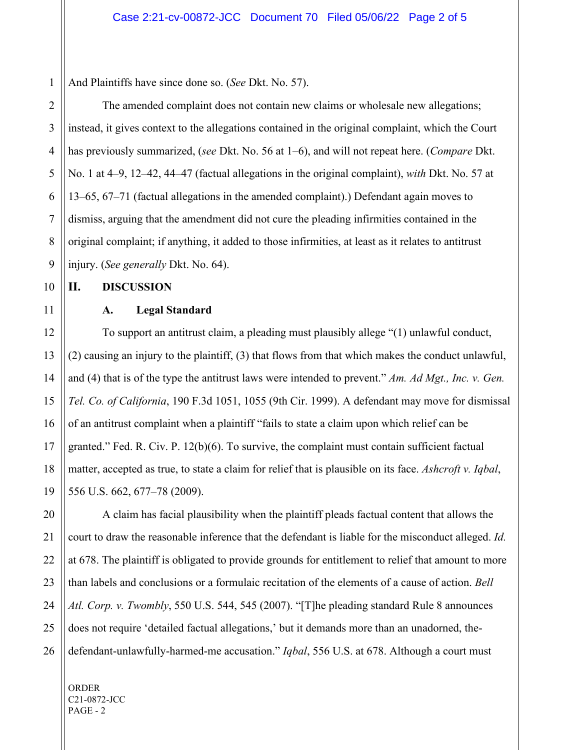And Plaintiffs have since done so. (*See* Dkt. No. 57).

The amended complaint does not contain new claims or wholesale new allegations; instead, it gives context to the allegations contained in the original complaint, which the Court has previously summarized, (*see* Dkt. No. 56 at 1–6), and will not repeat here. (*Compare* Dkt. No. 1 at 4–9, 12–42, 44–47 (factual allegations in the original complaint), *with* Dkt. No. 57 at 13–65, 67–71 (factual allegations in the amended complaint).) Defendant again moves to dismiss, arguing that the amendment did not cure the pleading infirmities contained in the original complaint; if anything, it added to those infirmities, at least as it relates to antitrust injury. (*See generally* Dkt. No. 64).

## II. DISCUSSION

### A. Legal Standard

To support an antitrust claim, a pleading must plausibly allege "(1) unlawful conduct, (2) causing an injury to the plaintiff, (3) that flows from that which makes the conduct unlawful, and (4) that is of the type the antitrust laws were intended to prevent." *Am. Ad Mgt., Inc. v. Gen. Tel. Co. of California*, 190 F.3d 1051, 1055 (9th Cir. 1999). A defendant may move for dismissal of an antitrust complaint when a plaintiff "fails to state a claim upon which relief can be granted." Fed. R. Civ. P. 12(b)(6). To survive, the complaint must contain sufficient factual matter, accepted as true, to state a claim for relief that is plausible on its face. *Ashcroft v. Iqbal*, 556 U.S. 662, 677–78 (2009).

A claim has facial plausibility when the plaintiff pleads factual content that allows the court to draw the reasonable inference that the defendant is liable for the misconduct alleged. *Id.* at 678. The plaintiff is obligated to provide grounds for entitlement to relief that amount to more than labels and conclusions or a formulaic recitation of the elements of a cause of action. *Bell Atl. Corp. v. Twombly*, 550 U.S. 544, 545 (2007). "[T]he pleading standard Rule 8 announces does not require 'detailed factual allegations,' but it demands more than an unadorned, the-defendant-unlawfully-harmed-me accusation." *Iqbal*, 556 U.S. at 678. Although a court must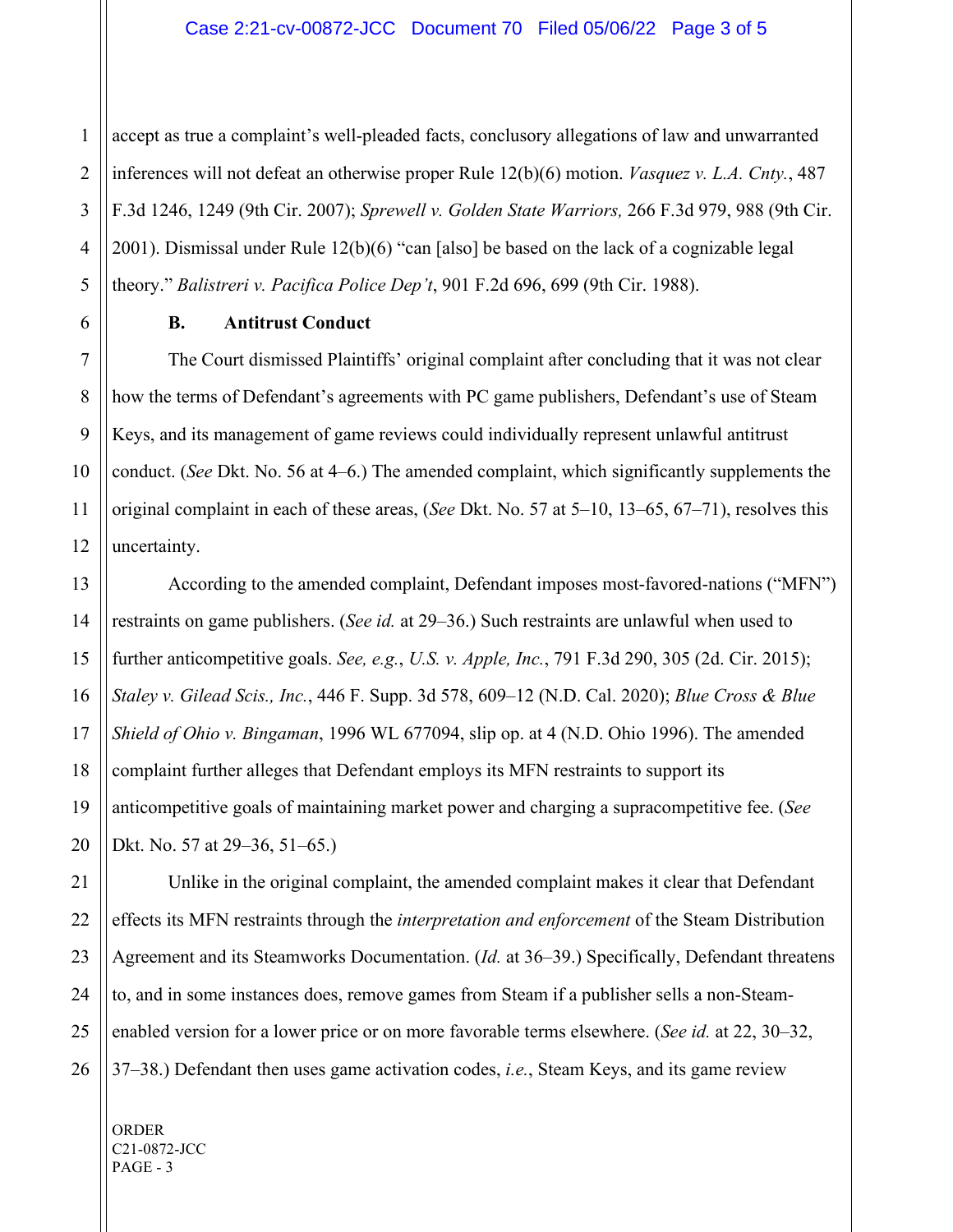accept as true a complaint's well-pleaded facts, conclusory allegations of law and unwarranted inferences will not defeat an otherwise proper Rule 12(b)(6) motion. *Vasquez v. L.A. Cnty.*, 487 F.3d 1246, 1249 (9th Cir. 2007); *Sprewell v. Golden State Warriors,* 266 F.3d 979, 988 (9th Cir. 2001). Dismissal under Rule 12(b)(6) "can [also] be based on the lack of a cognizable legal theory." *Balistreri v. Pacifica Police Dep't*, 901 F.2d 696, 699 (9th Cir. 1988).

**B. Antitrust Conduct**

The Court dismissed Plaintiffs' original complaint after concluding that it was not clear how the terms of Defendant's agreements with PC game publishers, Defendant's use of Steam Keys, and its management of game reviews could individually represent unlawful antitrust conduct. (*See* Dkt. No. 56 at 4–6.) The amended complaint, which significantly supplements the original complaint in each of these areas, (*See* Dkt. No. 57 at 5–10, 13–65, 67–71), resolves this uncertainty.

According to the amended complaint, Defendant imposes most-favored-nations ("MFN") restraints on game publishers. (*See id.* at 29–36.) Such restraints are unlawful when used to further anticompetitive goals. *See, e.g.*, *U.S. v. Apple, Inc.*, 791 F.3d 290, 305 (2d. Cir. 2015); *Staley v. Gilead Scis., Inc.*, 446 F. Supp. 3d 578, 609–12 (N.D. Cal. 2020); *Blue Cross & Blue Shield of Ohio v. Bingaman*, 1996 WL 677094, slip op. at 4 (N.D. Ohio 1996). The amended complaint further alleges that Defendant employs its MFN restraints to support its anticompetitive goals of maintaining market power and charging a supracompetitive fee. (*See* Dkt. No. 57 at 29–36, 51–65.)

Unlike in the original complaint, the amended complaint makes it clear that Defendant effects its MFN restraints through the *interpretation and enforcement* of the Steam Distribution Agreement and its Steamworks Documentation. (*Id.* at 36–39.) Specifically, Defendant threatens to, and in some instances does, remove games from Steam if a publisher sells a non-Steam-enabled version for a lower price or on more favorable terms elsewhere. (*See id.* at 22, 30–32, 37–38.) Defendant then uses game activation codes, *i.e.*, Steam Keys, and its game review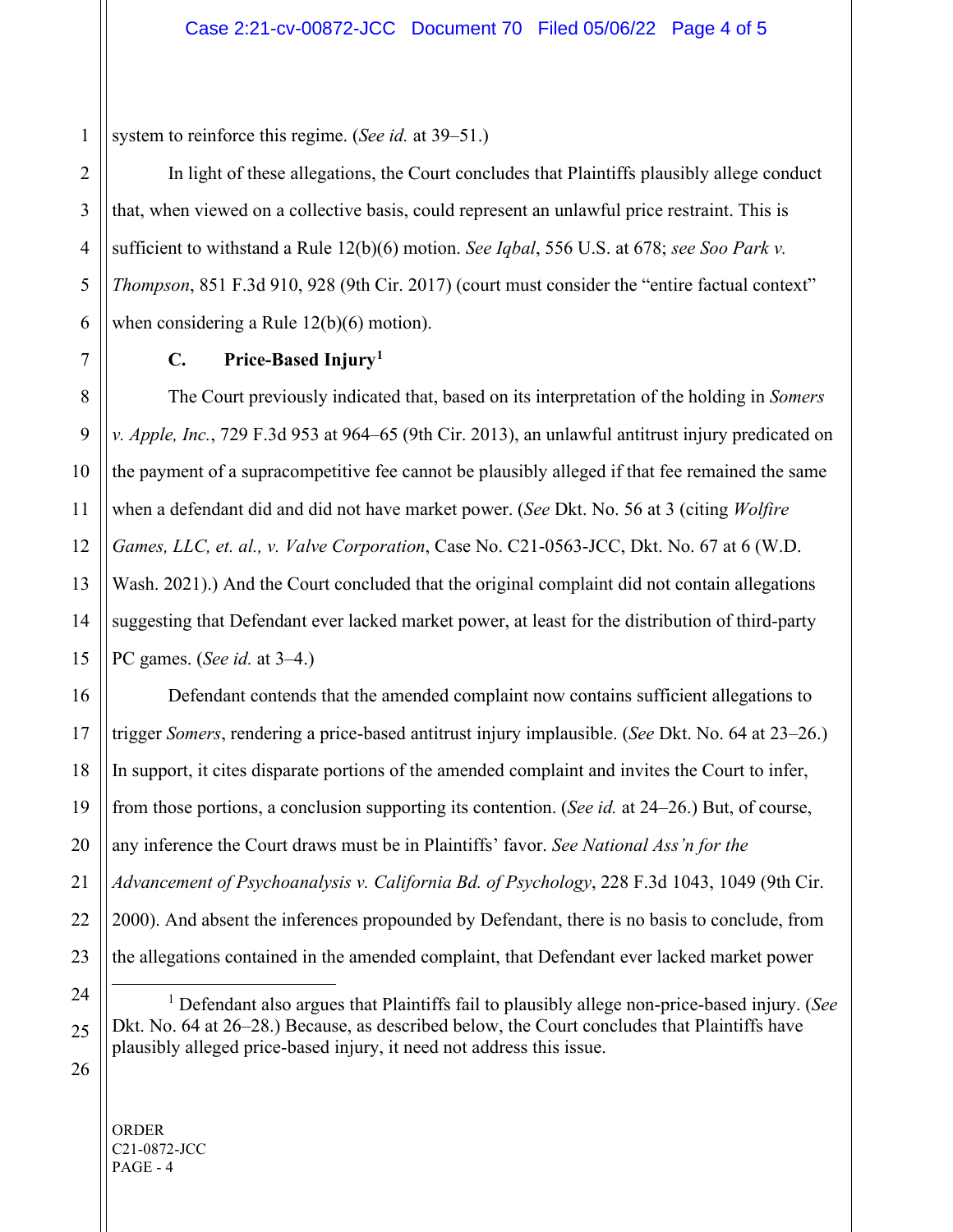system to reinforce this regime. (*See id.* at 39–51.)

In light of these allegations, the Court concludes that Plaintiffs plausibly allege conduct that, when viewed on a collective basis, could represent an unlawful price restraint. This is sufficient to withstand a Rule 12(b)(6) motion. *See Iqbal*, 556 U.S. at 678; *see Soo Park v. Thompson*, 851 F.3d 910, 928 (9th Cir. 2017) (court must consider the "entire factual context" when considering a Rule 12(b)(6) motion).

### C. Price-Based Injury[1]

The Court previously indicated that, based on its interpretation of the holding in *Somers v. Apple, Inc.*, 729 F.3d 953 at 964–65 (9th Cir. 2013), an unlawful antitrust injury predicated on the payment of a supracompetitive fee cannot be plausibly alleged if that fee remained the same when a defendant did and did not have market power. (*See* Dkt. No. 56 at 3 (citing *Wolfire Games, LLC, et. al., v. Valve Corporation*, Case No. C21-0563-JCC, Dkt. No. 67 at 6 (W.D. Wash. 2021).) And the Court concluded that the original complaint did not contain allegations suggesting that Defendant ever lacked market power, at least for the distribution of third-party PC games. (*See id.* at 3–4.)

Defendant contends that the amended complaint now contains sufficient allegations to trigger *Somers*, rendering a price-based antitrust injury implausible. (*See* Dkt. No. 64 at 23–26.) In support, it cites disparate portions of the amended complaint and invites the Court to infer, from those portions, a conclusion supporting its contention. (*See id.* at 24–26.) But, of course, any inference the Court draws must be in Plaintiffs' favor. *See National Ass'n for the Advancement of Psychoanalysis v. California Bd. of Psychology*, 228 F.3d 1043, 1049 (9th Cir. 2000). And absent the inferences propounded by Defendant, there is no basis to conclude, from the allegations contained in the amended complaint, that Defendant ever lacked market power

---

[1] Defendant also argues that Plaintiffs fail to plausibly allege non-price-based injury. (*See* Dkt. No. 64 at 26–28.) Because, as described below, the Court concludes that Plaintiffs have plausibly alleged price-based injury, it need not address this issue.

ORDER
C21-0872-JCC
PAGE - 4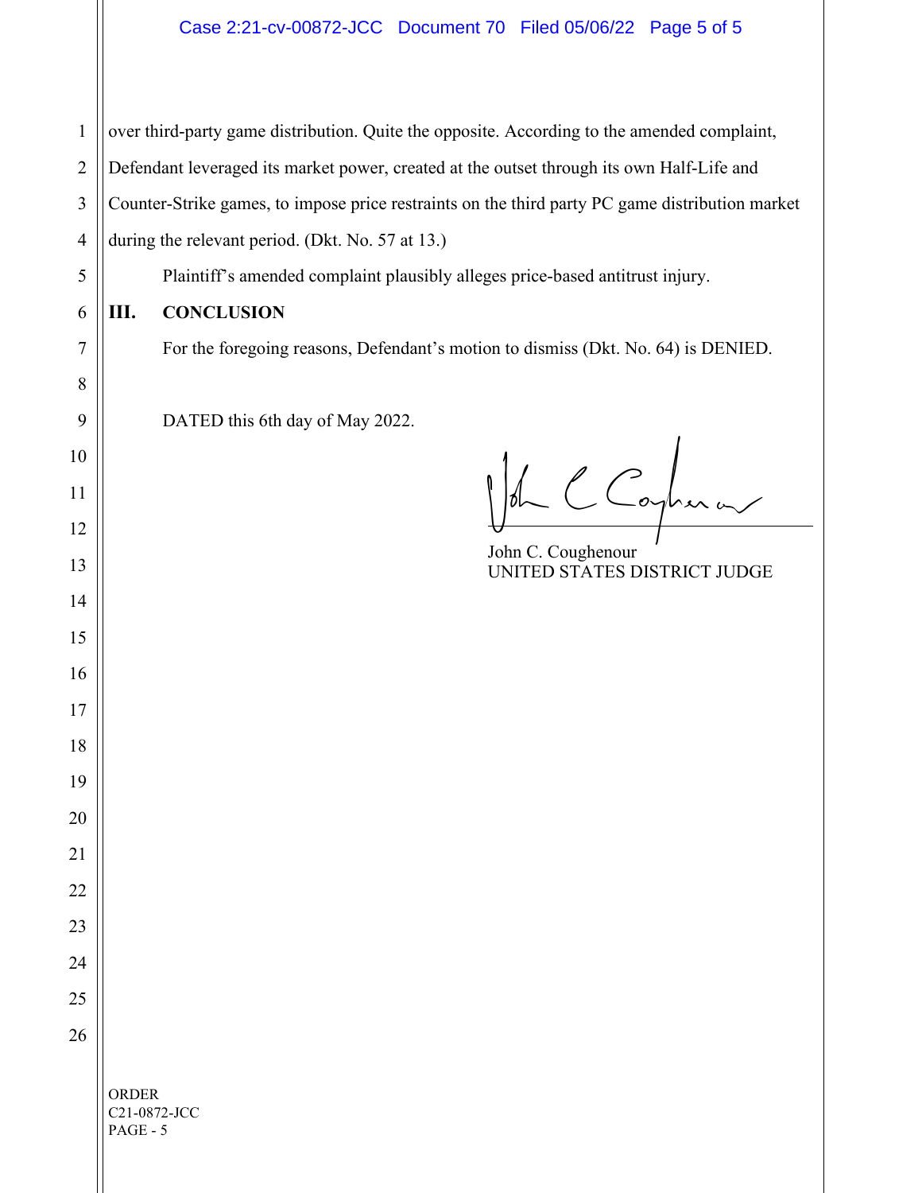over third-party game distribution. Quite the opposite. According to the amended complaint, Defendant leveraged its market power, created at the outset through its own Half-Life and Counter-Strike games, to impose price restraints on the third party PC game distribution market during the relevant period. (Dkt. No. 57 at 13.)

Plaintiff's amended complaint plausibly alleges price-based antitrust injury.

## III. CONCLUSION

For the foregoing reasons, Defendant's motion to dismiss (Dkt. No. 64) is DENIED.

DATED this 6th day of May 2022.

John C. Coughenour
UNITED STATES DISTRICT JUDGE

ORDER
C21-0872-JCC